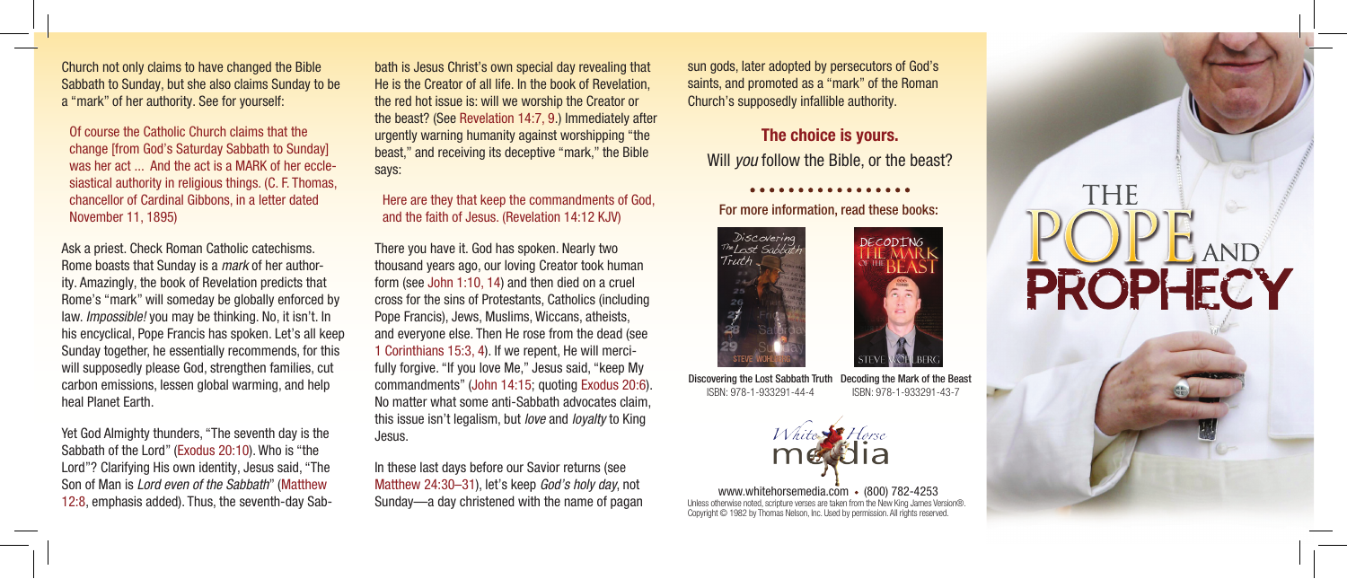Church not only claims to have changed the Bible Sabbath to Sunday, but she also claims Sunday to be a "mark" of her authority. See for yourself:

> Of course the Catholic Church claims that the change [from God's Saturday Sabbath to Sunday] was her act ... And the act is a MARK of her ecclesiastical authority in religious things. (C. F. Thomas, chancellor of Cardinal Gibbons, in a letter dated November 11, 1895)

Ask a priest. Check Roman Catholic catechisms. Rome boasts that Sunday is a *mark* of her authority. Amazingly, the book of Revelation predicts that Rome's "mark" will someday be globally enforced by law. *Impossible!* you may be thinking. No, it isn't. In his encyclical, Pope Francis has spoken. Let's all keep Sunday together, he essentially recommends, for this will supposedly please God, strengthen families, cut carbon emissions, lessen global warming, and help heal Planet Earth.

Yet God Almighty thunders, "The seventh day is the Sabbath of the Lord" (Exodus 20:10). Who is "the Lord"? Clarifying His own identity, Jesus said, "The Son of Man is *Lord even of the Sabbath*" (Matthew 12:8, emphasis added). Thus, the seventh-day Sabbath is Jesus Christ's own special day revealing that He is the Creator of all life. In the book of Revelation, the red hot issue is: will we worship the Creator or the beast? (See Revelation 14:7, 9.) Immediately after urgently warning humanity against worshipping "the beast," and receiving its deceptive "mark," the Bible says:

> Here are they that keep the commandments of God, and the faith of Jesus. (Revelation 14:12 KJV)

There you have it. God has spoken. Nearly two thousand years ago, our loving Creator took human form (see John 1:10, 14) and then died on a cruel cross for the sins of Protestants, Catholics (including Pope Francis), Jews, Muslims, Wiccans, atheists, and everyone else. Then He rose from the dead (see 1 Corinthians 15:3, 4). If we repent, He will mercifully forgive. "If you love Me," Jesus said, "keep My commandments" (John 14:15; quoting Exodus 20:6). No matter what some anti-Sabbath advocates claim, this issue isn't legalism, but *love* and *loyalty* to King Jesus.

In these last days before our Savior returns (see Matthew 24:30–31), let's keep *God's holy day*, not Sunday—a day christened with the name of pagan sun gods, later adopted by persecutors of God's saints, and promoted as a "mark" of the Roman Church's supposedly infallible authority.

**The choice is yours.**

Will *you* follow the Bible, or the beast?

**For more information, read these books:**

Discovering the Lost Sabbath Truth
ISBN: 978-1-933291-44-4

Decoding the Mark of the Beast
ISBN: 978-1-933291-43-7

White Horse media

www.whitehorsemedia.com • (800) 782-4253

Unless otherwise noted, scripture verses are taken from the New King James Version®. Copyright © 1982 by Thomas Nelson, Inc. Used by permission. All rights reserved.

# THE POPE AND PROPHECY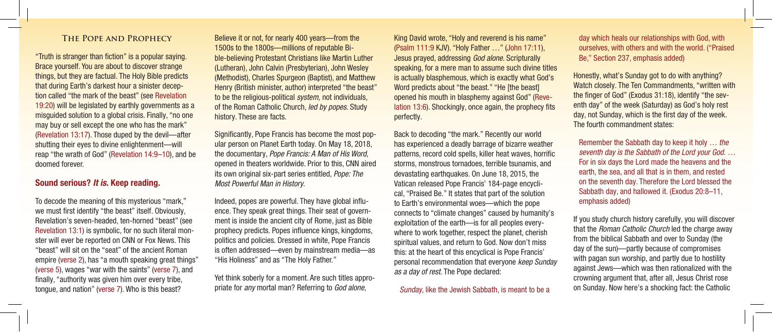## The Pope and Prophecy

"Truth is stranger than fiction" is a popular saying. Brace yourself. You are about to discover strange things, but they are factual. The Holy Bible predicts that during Earth's darkest hour a sinister deception called "the mark of the beast" (see Revelation 19:20) will be legislated by earthly governments as a misguided solution to a global crisis. Finally, "no one may buy or sell except the one who has the mark" (Revelation 13:17). Those duped by the devil—after shutting their eyes to divine enlightenment—will reap "the wrath of God" (Revelation 14:9–10), and be doomed forever.

### Sound serious? *It is.* Keep reading.

To decode the meaning of this mysterious "mark," we must first identify "the beast" itself. Obviously, Revelation's seven-headed, ten-horned "beast" (see Revelation 13:1) is symbolic, for no such literal monster will ever be reported on CNN or Fox News. This "beast" will sit on the "seat" of the ancient Roman empire (verse 2), has "a mouth speaking great things" (verse 5), wages "war with the saints" (verse 7), and finally, "authority was given him over every tribe, tongue, and nation" (verse 7). Who is this beast?

Believe it or not, for nearly 400 years—from the 1500s to the 1800s—millions of reputable Bible-believing Protestant Christians like Martin Luther (Lutheran), John Calvin (Presbyterian), John Wesley (Methodist), Charles Spurgeon (Baptist), and Matthew Henry (British minister, author) interpreted "the beast" to be the religious-political *system,* not individuals, of the Roman Catholic Church, *led by popes.* Study history. These are facts.

Significantly, Pope Francis has become the most popular person on Planet Earth today. On May 18, 2018, the documentary, *Pope Francis: A Man of His Word*, opened in theaters worldwide. Prior to this, CNN aired its own original six-part series entitled, *Pope: The Most Powerful Man in History.*

Indeed, popes are powerful. They have global influence. They speak great things. Their seat of government is inside the ancient city of Rome, just as Bible prophecy predicts. Popes influence kings, kingdoms, politics and policies. Dressed in white, Pope Francis is often addressed—even by mainstream media—as "His Holiness" and as "The Holy Father."

Yet think soberly for a moment. Are such titles appropriate for *any* mortal man? Referring to *God alone*, King David wrote, "Holy and reverend is his name" (Psalm 111:9 KJV). "Holy Father …" (John 17:11), Jesus prayed, addressing *God alone.* Scripturally speaking, for a mere man to assume such divine titles is actually blasphemous, which is exactly what God's Word predicts about "the beast." "He [the beast] opened his mouth in blasphemy against God" (Revelation 13:6). Shockingly, once again, the prophecy fits perfectly.

Back to decoding "the mark." Recently our world has experienced a deadly barrage of bizarre weather patterns, record cold spells, killer heat waves, horrific storms, monstrous tornadoes, terrible tsunamis, and devastating earthquakes. On June 18, 2015, the Vatican released Pope Francis' 184-page encyclical, "Praised Be." It states that part of the solution to Earth's environmental woes—which the pope connects to "climate changes" caused by humanity's exploitation of the earth—is for all peoples everywhere to work together, respect the planet, cherish spiritual values, and return to God. Now don't miss this: at the heart of this encyclical is Pope Francis' personal recommendation that everyone *keep Sunday as a day of rest.* The Pope declared:

> *Sunday*, like the Jewish Sabbath, is meant to be a day which heals our relationships with God, with ourselves, with others and with the world. ("Praised Be," Section 237, emphasis added)

Honestly, what's Sunday got to do with anything? Watch closely. The Ten Commandments, "written with the finger of God" (Exodus 31:18), identify "the seventh day" of the week (Saturday) as God's holy rest day, not Sunday, which is the first day of the week. The fourth commandment states:

> Remember the Sabbath day to keep it holy … *the seventh day is the Sabbath of the Lord your God.* … For in six days the Lord made the heavens and the earth, the sea, and all that is in them, and rested on the seventh day. Therefore the Lord blessed the Sabbath day, and hallowed it. (Exodus 20:8–11, emphasis added)

If you study church history carefully, you will discover that the *Roman Catholic Church* led the charge away from the biblical Sabbath and over to Sunday (the day of the sun)—partly because of compromises with pagan sun worship, and partly due to hostility against Jews—which was then rationalized with the crowning argument that, after all, Jesus Christ rose on Sunday. Now here's a shocking fact: the Catholic